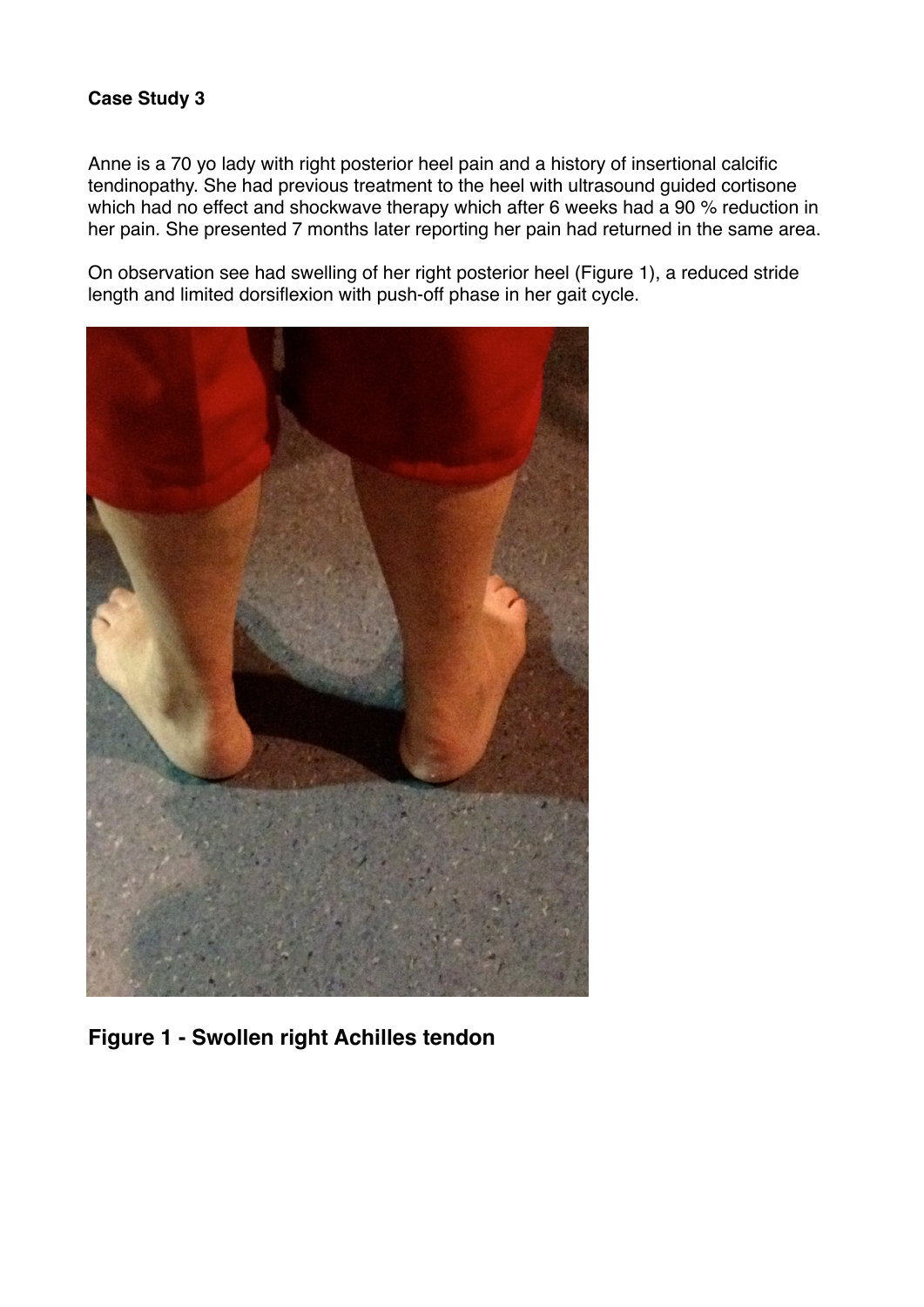**Case Study 3**

Anne is a 70 yo lady with right posterior heel pain and a history of insertional calcific tendinopathy. She had previous treatment to the heel with ultrasound guided cortisone which had no effect and shockwave therapy which after 6 weeks had a 90 % reduction in her pain. She presented 7 months later reporting her pain had returned in the same area.

On observation see had swelling of her right posterior heel (Figure 1), a reduced stride length and limited dorsiflexion with push-off phase in her gait cycle.

**Figure 1 - Swollen right Achilles tendon**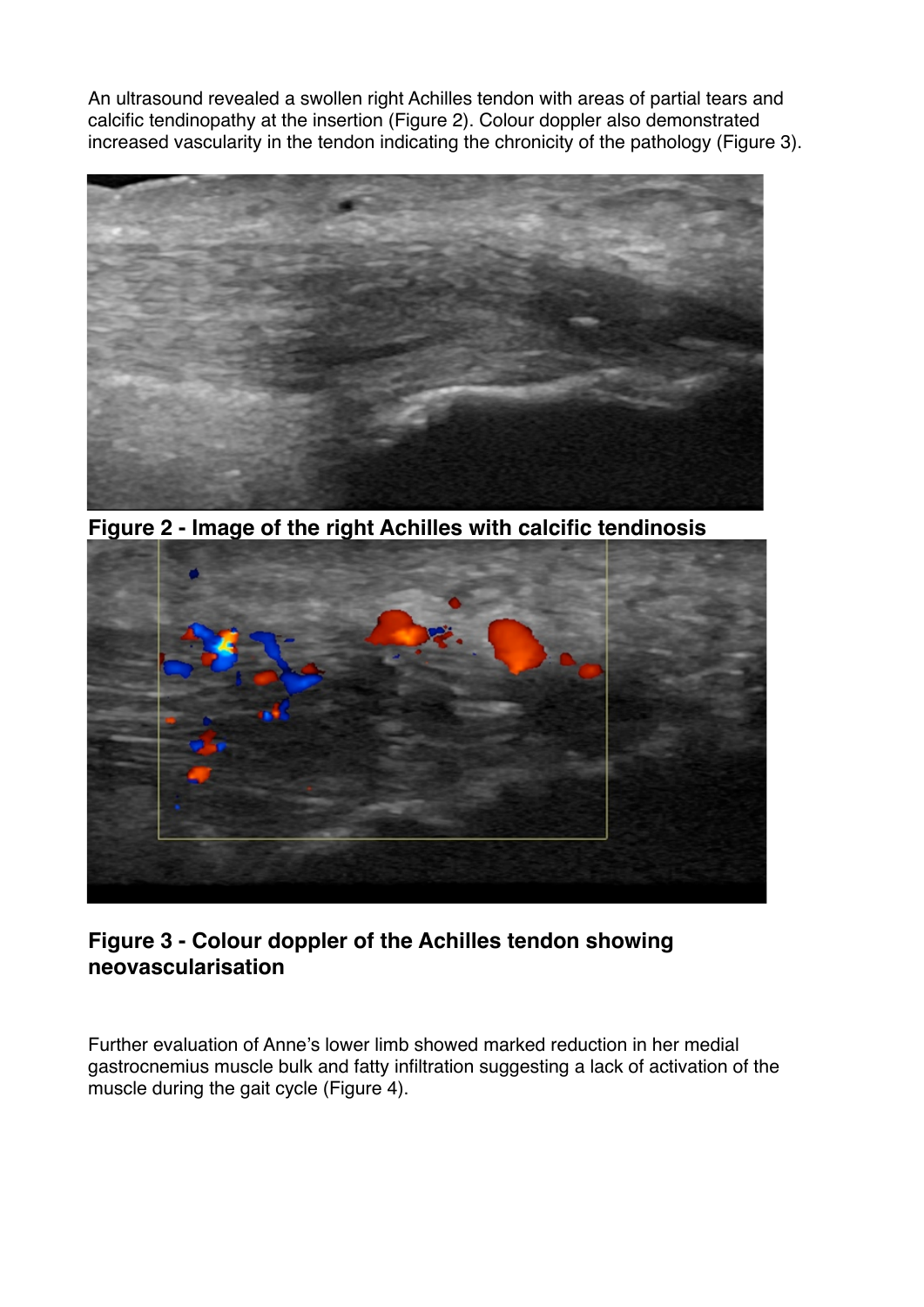An ultrasound revealed a swollen right Achilles tendon with areas of partial tears and calcific tendinopathy at the insertion (Figure 2). Colour doppler also demonstrated increased vascularity in the tendon indicating the chronicity of the pathology (Figure 3).

**Figure 2 - Image of the right Achilles with calcific tendinosis**

**Figure 3 - Colour doppler of the Achilles tendon showing neovascularisation**

Further evaluation of Anne's lower limb showed marked reduction in her medial gastrocnemius muscle bulk and fatty infiltration suggesting a lack of activation of the muscle during the gait cycle (Figure 4).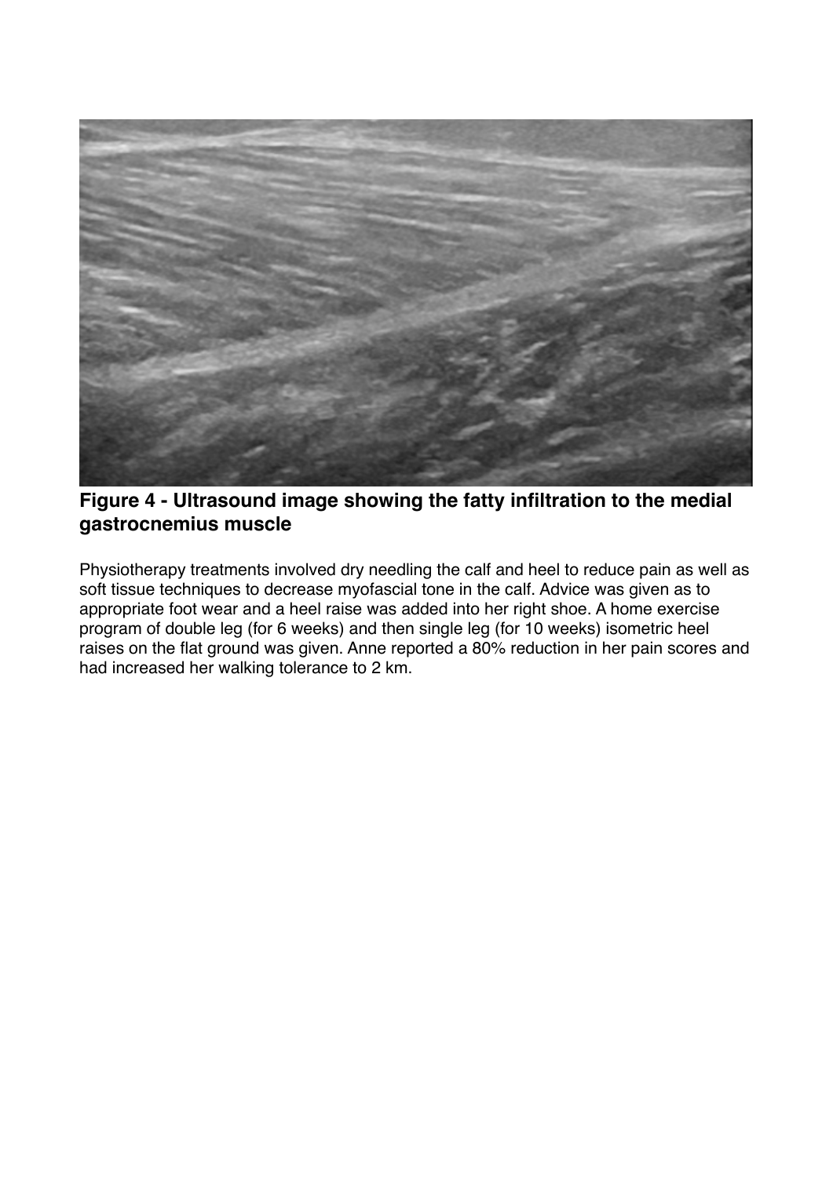**Figure 4 - Ultrasound image showing the fatty infiltration to the medial gastrocnemius muscle**

Physiotherapy treatments involved dry needling the calf and heel to reduce pain as well as soft tissue techniques to decrease myofascial tone in the calf. Advice was given as to appropriate foot wear and a heel raise was added into her right shoe. A home exercise program of double leg (for 6 weeks) and then single leg (for 10 weeks) isometric heel raises on the flat ground was given. Anne reported a 80% reduction in her pain scores and had increased her walking tolerance to 2 km.